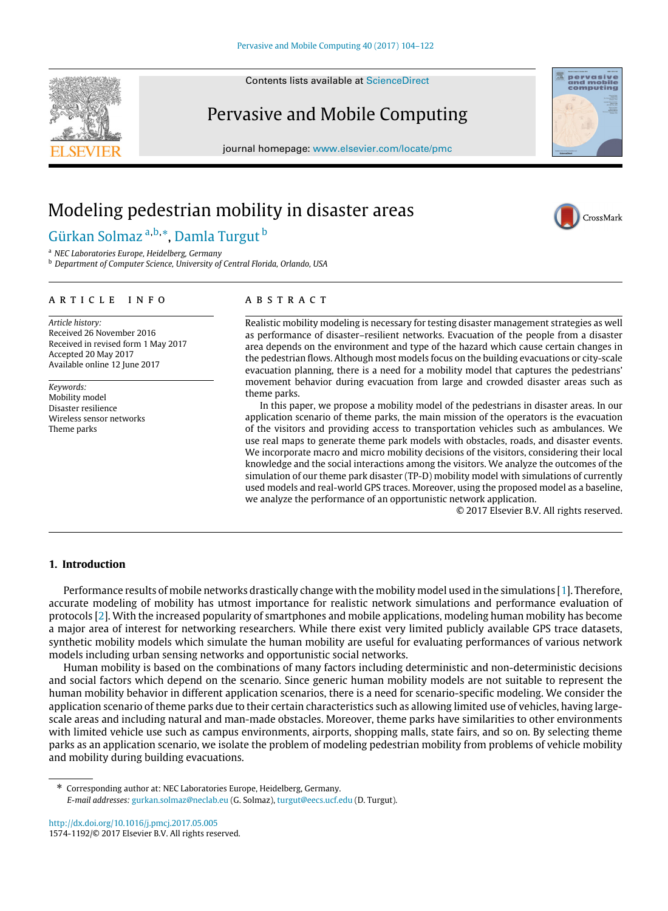# Modeling pedestrian mobility in disaster areas

Gürkan Solmaz [a,b,*], Damla Turgut [b]

[a] *NEC Laboratories Europe, Heidelberg, Germany*
[b] *Department of Computer Science, University of Central Florida, Orlando, USA*

## ARTICLE INFO

*Article history:*
Received 26 November 2016
Received in revised form 1 May 2017
Accepted 20 May 2017
Available online 12 June 2017

*Keywords:*
Mobility model
Disaster resilience
Wireless sensor networks
Theme parks

## ABSTRACT

Realistic mobility modeling is necessary for testing disaster management strategies as well as performance of disaster–resilient networks. Evacuation of the people from a disaster area depends on the environment and type of the hazard which cause certain changes in the pedestrian flows. Although most models focus on the building evacuations or city-scale evacuation planning, there is a need for a mobility model that captures the pedestrians' movement behavior during evacuation from large and crowded disaster areas such as theme parks.

In this paper, we propose a mobility model of the pedestrians in disaster areas. In our application scenario of theme parks, the main mission of the operators is the evacuation of the visitors and providing access to transportation vehicles such as ambulances. We use real maps to generate theme park models with obstacles, roads, and disaster events. We incorporate macro and micro mobility decisions of the visitors, considering their local knowledge and the social interactions among the visitors. We analyze the outcomes of the simulation of our theme park disaster (TP-D) mobility model with simulations of currently used models and real-world GPS traces. Moreover, using the proposed model as a baseline, we analyze the performance of an opportunistic network application.

© 2017 Elsevier B.V. All rights reserved.

## 1. Introduction

Performance results of mobile networks drastically change with the mobility model used in the simulations [1]. Therefore, accurate modeling of mobility has utmost importance for realistic network simulations and performance evaluation of protocols [2]. With the increased popularity of smartphones and mobile applications, modeling human mobility has become a major area of interest for networking researchers. While there exist very limited publicly available GPS trace datasets, synthetic mobility models which simulate the human mobility are useful for evaluating performances of various network models including urban sensing networks and opportunistic social networks.

Human mobility is based on the combinations of many factors including deterministic and non-deterministic decisions and social factors which depend on the scenario. Since generic human mobility models are not suitable to represent the human mobility behavior in different application scenarios, there is a need for scenario-specific modeling. We consider the application scenario of theme parks due to their certain characteristics such as allowing limited use of vehicles, having large-scale areas and including natural and man-made obstacles. Moreover, theme parks have similarities to other environments with limited vehicle use such as campus environments, airports, shopping malls, state fairs, and so on. By selecting theme parks as an application scenario, we isolate the problem of modeling pedestrian mobility from problems of vehicle mobility and mobility during building evacuations.

* Corresponding author at: NEC Laboratories Europe, Heidelberg, Germany.
*E-mail addresses:* gurkan.solmaz@neclab.eu (G. Solmaz), turgut@eecs.ucf.edu (D. Turgut).

http://dx.doi.org/10.1016/j.pmcj.2017.05.005
1574-1192/© 2017 Elsevier B.V. All rights reserved.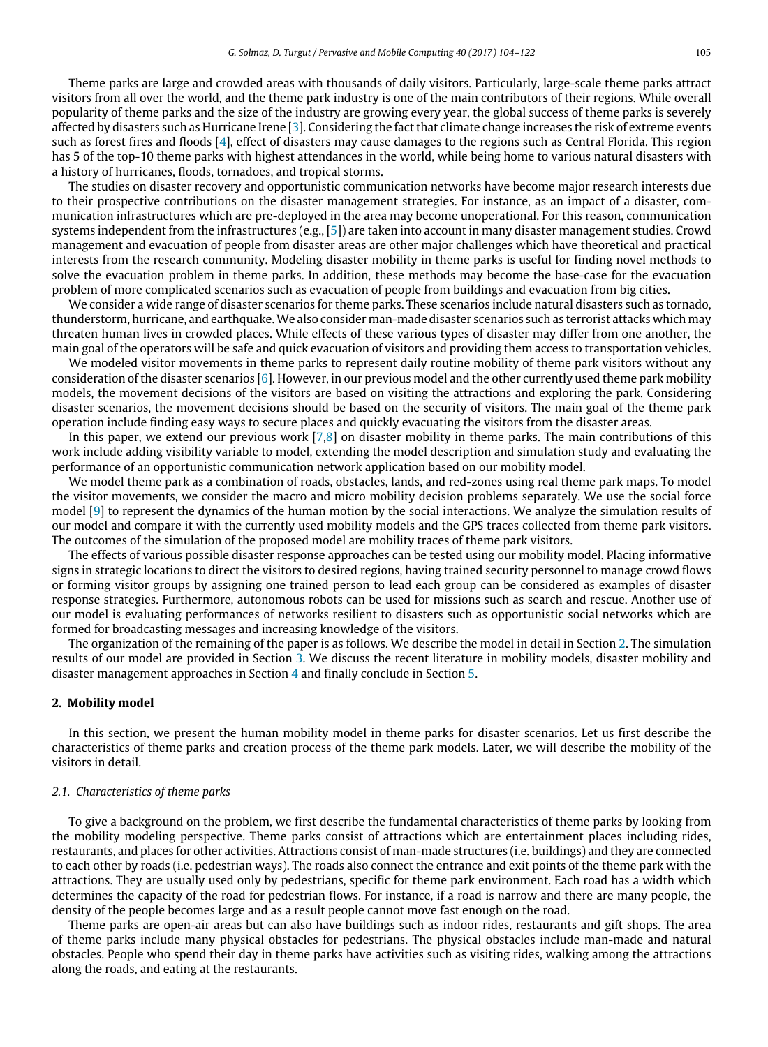Theme parks are large and crowded areas with thousands of daily visitors. Particularly, large-scale theme parks attract visitors from all over the world, and the theme park industry is one of the main contributors of their regions. While overall popularity of theme parks and the size of the industry are growing every year, the global success of theme parks is severely affected by disasters such as Hurricane Irene [3]. Considering the fact that climate change increases the risk of extreme events such as forest fires and floods [4], effect of disasters may cause damages to the regions such as Central Florida. This region has 5 of the top-10 theme parks with highest attendances in the world, while being home to various natural disasters with a history of hurricanes, floods, tornadoes, and tropical storms.

The studies on disaster recovery and opportunistic communication networks have become major research interests due to their prospective contributions on the disaster management strategies. For instance, as an impact of a disaster, communication infrastructures which are pre-deployed in the area may become unoperational. For this reason, communication systems independent from the infrastructures (e.g., [5]) are taken into account in many disaster management studies. Crowd management and evacuation of people from disaster areas are other major challenges which have theoretical and practical interests from the research community. Modeling disaster mobility in theme parks is useful for finding novel methods to solve the evacuation problem in theme parks. In addition, these methods may become the base-case for the evacuation problem of more complicated scenarios such as evacuation of people from buildings and evacuation from big cities.

We consider a wide range of disaster scenarios for theme parks. These scenarios include natural disasters such as tornado, thunderstorm, hurricane, and earthquake. We also consider man-made disaster scenarios such as terrorist attacks which may threaten human lives in crowded places. While effects of these various types of disaster may differ from one another, the main goal of the operators will be safe and quick evacuation of visitors and providing them access to transportation vehicles.

We modeled visitor movements in theme parks to represent daily routine mobility of theme park visitors without any consideration of the disaster scenarios [6]. However, in our previous model and the other currently used theme park mobility models, the movement decisions of the visitors are based on visiting the attractions and exploring the park. Considering disaster scenarios, the movement decisions should be based on the security of visitors. The main goal of the theme park operation include finding easy ways to secure places and quickly evacuating the visitors from the disaster areas.

In this paper, we extend our previous work [7,8] on disaster mobility in theme parks. The main contributions of this work include adding visibility variable to model, extending the model description and simulation study and evaluating the performance of an opportunistic communication network application based on our mobility model.

We model theme park as a combination of roads, obstacles, lands, and red-zones using real theme park maps. To model the visitor movements, we consider the macro and micro mobility decision problems separately. We use the social force model [9] to represent the dynamics of the human motion by the social interactions. We analyze the simulation results of our model and compare it with the currently used mobility models and the GPS traces collected from theme park visitors. The outcomes of the simulation of the proposed model are mobility traces of theme park visitors.

The effects of various possible disaster response approaches can be tested using our mobility model. Placing informative signs in strategic locations to direct the visitors to desired regions, having trained security personnel to manage crowd flows or forming visitor groups by assigning one trained person to lead each group can be considered as examples of disaster response strategies. Furthermore, autonomous robots can be used for missions such as search and rescue. Another use of our model is evaluating performances of networks resilient to disasters such as opportunistic social networks which are formed for broadcasting messages and increasing knowledge of the visitors.

The organization of the remaining of the paper is as follows. We describe the model in detail in Section 2. The simulation results of our model are provided in Section 3. We discuss the recent literature in mobility models, disaster mobility and disaster management approaches in Section 4 and finally conclude in Section 5.

## 2. Mobility model

In this section, we present the human mobility model in theme parks for disaster scenarios. Let us first describe the characteristics of theme parks and creation process of the theme park models. Later, we will describe the mobility of the visitors in detail.

### *2.1. Characteristics of theme parks*

To give a background on the problem, we first describe the fundamental characteristics of theme parks by looking from the mobility modeling perspective. Theme parks consist of attractions which are entertainment places including rides, restaurants, and places for other activities. Attractions consist of man-made structures (i.e. buildings) and they are connected to each other by roads (i.e. pedestrian ways). The roads also connect the entrance and exit points of the theme park with the attractions. They are usually used only by pedestrians, specific for theme park environment. Each road has a width which determines the capacity of the road for pedestrian flows. For instance, if a road is narrow and there are many people, the density of the people becomes large and as a result people cannot move fast enough on the road.

Theme parks are open-air areas but can also have buildings such as indoor rides, restaurants and gift shops. The area of theme parks include many physical obstacles for pedestrians. The physical obstacles include man-made and natural obstacles. People who spend their day in theme parks have activities such as visiting rides, walking among the attractions along the roads, and eating at the restaurants.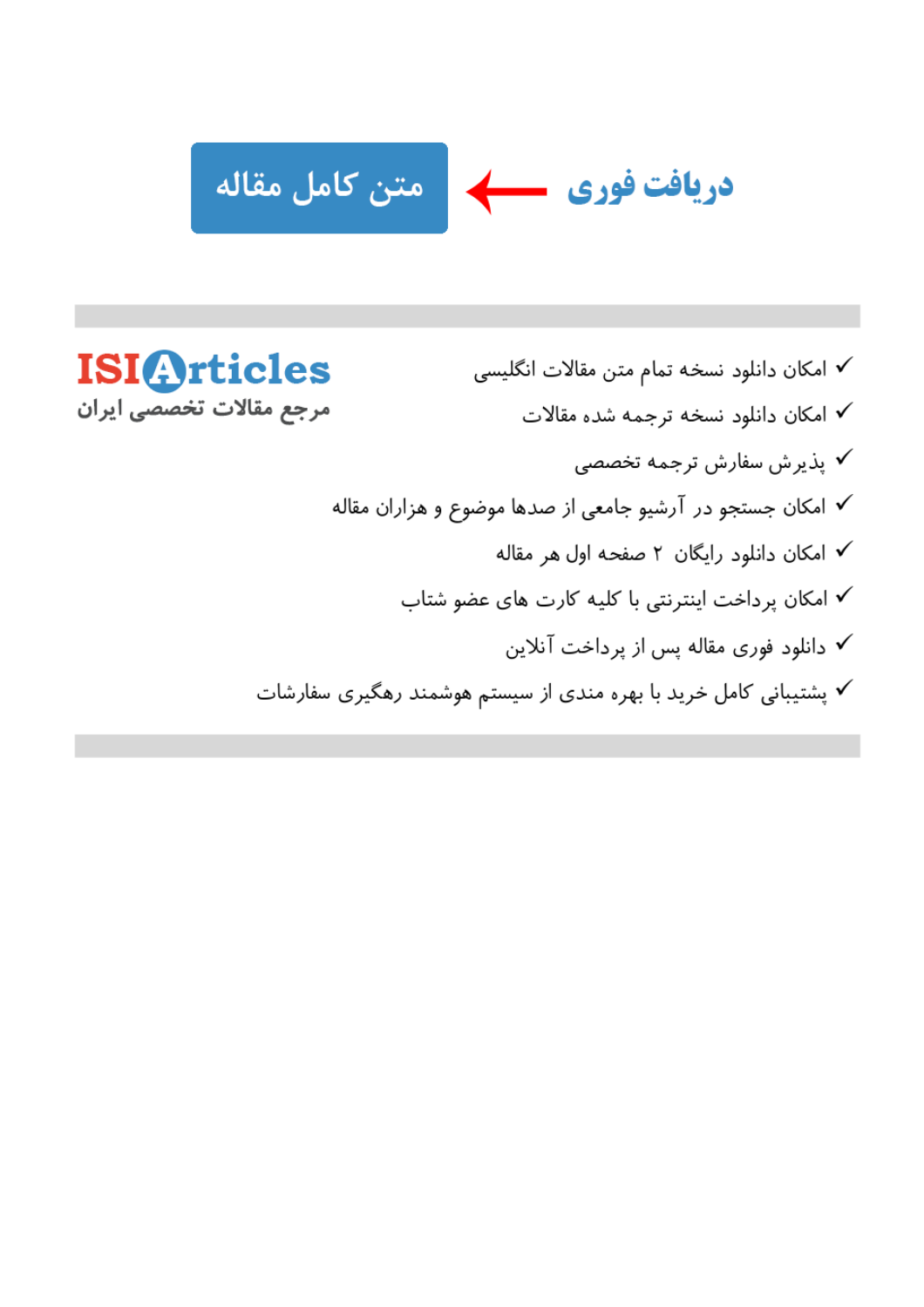دریافت فوری ← **متن کامل مقاله**

**ISIArticles**
مرجع مقالات تخصصی ایران

- ✓ امکان دانلود نسخه تمام متن مقالات انگلیسی
- ✓ امکان دانلود نسخه ترجمه شده مقالات
- ✓ پذیرش سفارش ترجمه تخصصی
- ✓ امکان جستجو در آرشیو جامعی از صدها موضوع و هزاران مقاله
- ✓ امکان دانلود رایگان ۲ صفحه اول هر مقاله
- ✓ امکان پرداخت اینترنتی با کلیه کارت های عضو شتاب
- ✓ دانلود فوری مقاله پس از پرداخت آنلاین
- ✓ پشتیبانی کامل خرید با بهره مندی از سیستم هوشمند رهگیری سفارشات